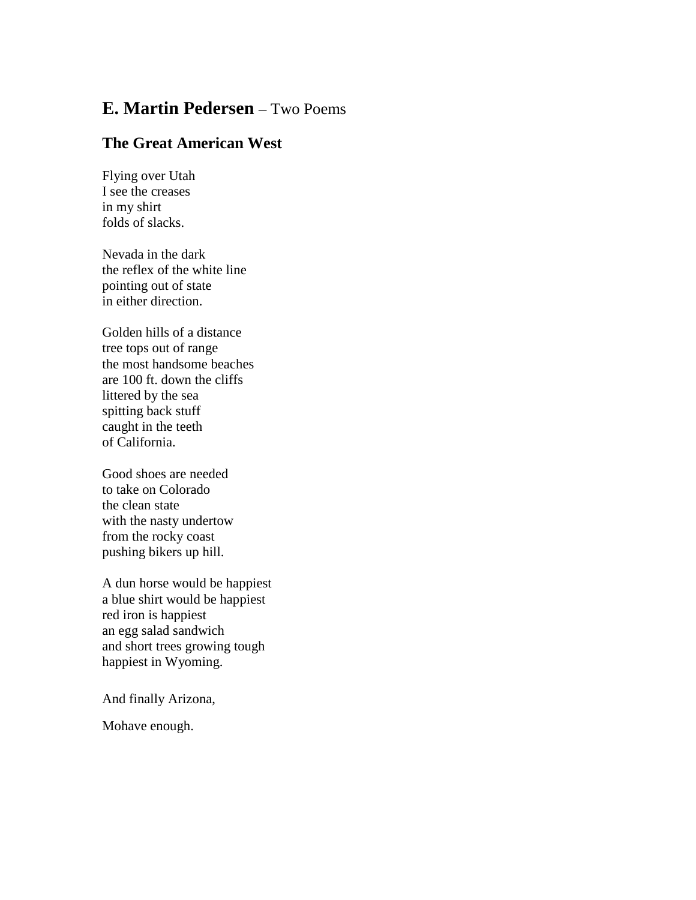## **E. Martin Pedersen** – Two Poems

### The Great American West

Flying over Utah  
I see the creases  
in my shirt  
folds of slacks.

Nevada in the dark  
the reflex of the white line  
pointing out of state  
in either direction.

Golden hills of a distance  
tree tops out of range  
the most handsome beaches  
are 100 ft. down the cliffs  
littered by the sea  
spitting back stuff  
caught in the teeth  
of California.

Good shoes are needed  
to take on Colorado  
the clean state  
with the nasty undertow  
from the rocky coast  
pushing bikers up hill.

A dun horse would be happiest  
a blue shirt would be happiest  
red iron is happiest  
an egg salad sandwich  
and short trees growing tough  
happiest in Wyoming.

And finally Arizona,

Mohave enough.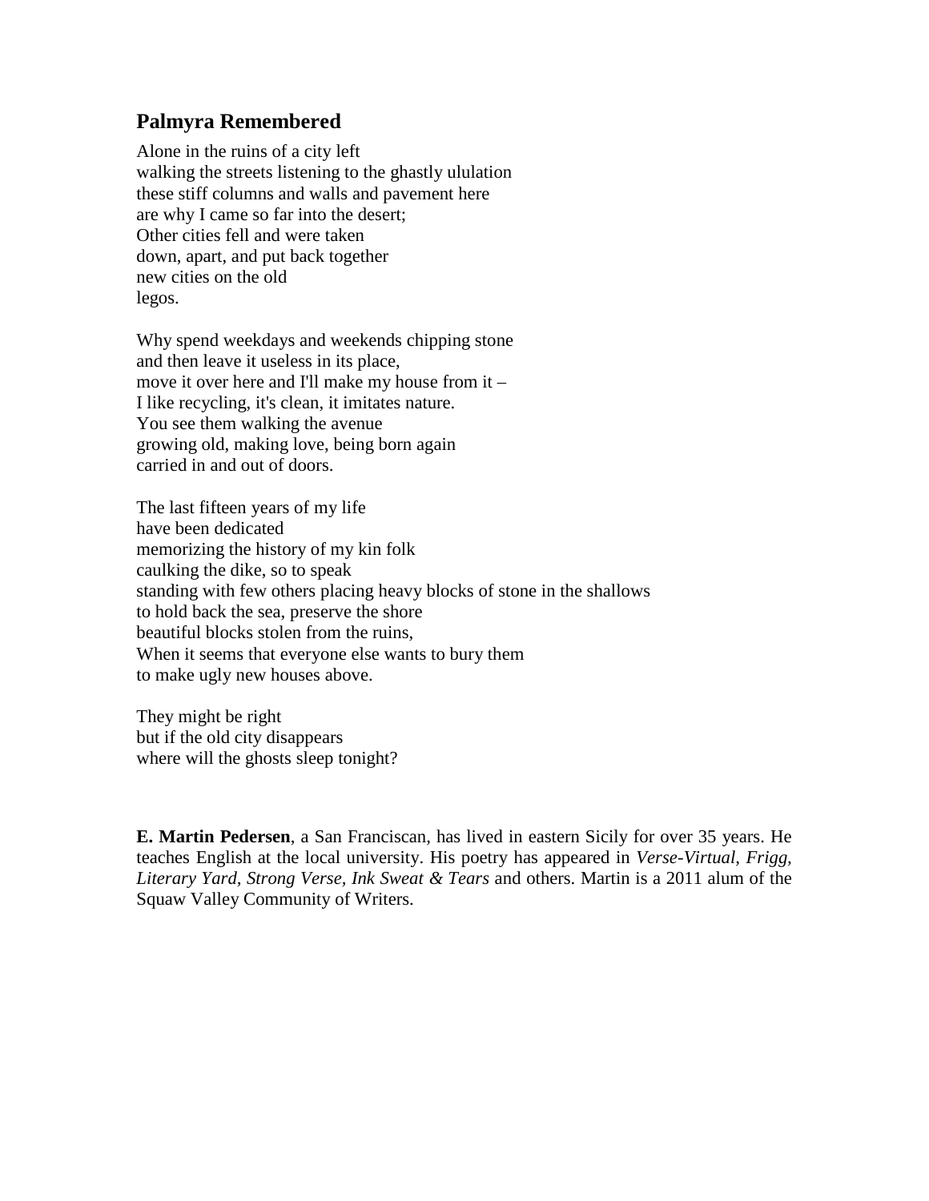## Palmyra Remembered

Alone in the ruins of a city left
walking the streets listening to the ghastly ululation
these stiff columns and walls and pavement here
are why I came so far into the desert;
Other cities fell and were taken
down, apart, and put back together
new cities on the old
legos.

Why spend weekdays and weekends chipping stone
and then leave it useless in its place,
move it over here and I'll make my house from it –
I like recycling, it's clean, it imitates nature.
You see them walking the avenue
growing old, making love, being born again
carried in and out of doors.

The last fifteen years of my life
have been dedicated
memorizing the history of my kin folk
caulking the dike, so to speak
standing with few others placing heavy blocks of stone in the shallows
to hold back the sea, preserve the shore
beautiful blocks stolen from the ruins,
When it seems that everyone else wants to bury them
to make ugly new houses above.

They might be right
but if the old city disappears
where will the ghosts sleep tonight?

**E. Martin Pedersen**, a San Franciscan, has lived in eastern Sicily for over 35 years. He teaches English at the local university. His poetry has appeared in *Verse-Virtual, Frigg, Literary Yard, Strong Verse, Ink Sweat & Tears* and others. Martin is a 2011 alum of the Squaw Valley Community of Writers.